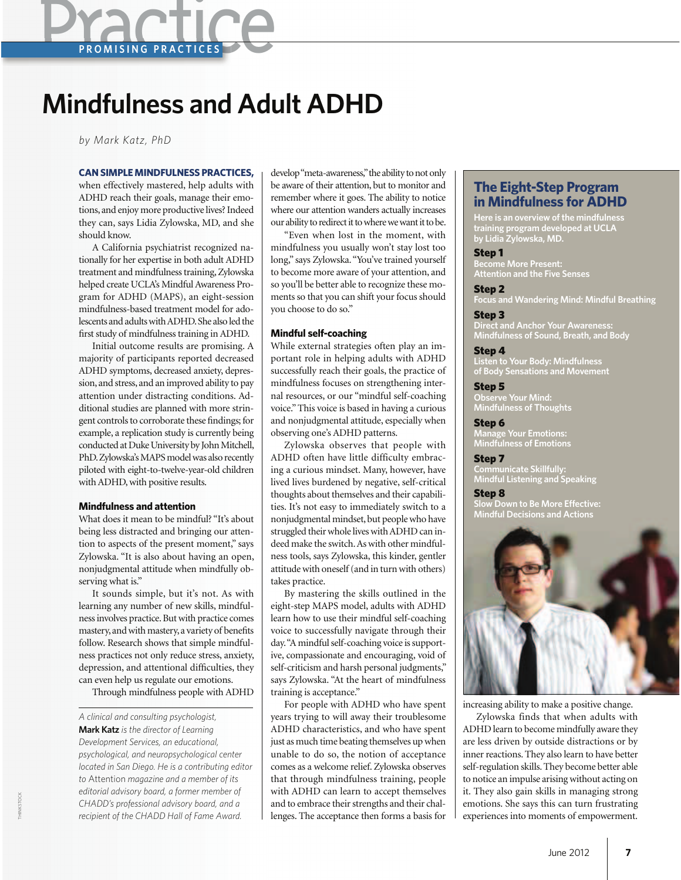# Mindfulness and Adult ADHD

*by Mark Katz, PhD*

**CAN SIMPLE MINDFULNESS PRACTICES,** when effectively mastered, help adults with ADHD reach their goals, manage their emotions, and enjoy more productive lives? Indeed they can, says Lidia Zylowska, MD, and she should know.

A California psychiatrist recognized nationally for her expertise in both adult ADHD treatment and mindfulness training, Zylowska helped create UCLA's Mindful Awareness Program for ADHD (MAPS), an eight-session mindfulness-based treatment model for adolescents and adults with ADHD. She also led the first study of mindfulness training in ADHD.

Initial outcome results are promising. A majority of participants reported decreased ADHD symptoms, decreased anxiety, depression, and stress, and an improved ability to pay attention under distracting conditions. Additional studies are planned with more stringent controls to corroborate these findings; for example, a replication study is currently being conducted at Duke University by John Mitchell, PhD. Zylowska's MAPS model was also recently piloted with eight-to-twelve-year-old children with ADHD, with positive results.

### Mindfulness and attention

What does it mean to be mindful? "It's about being less distracted and bringing our attention to aspects of the present moment," says Zylowska. "It is also about having an open, nonjudgmental attitude when mindfully observing what is."

It sounds simple, but it's not. As with learning any number of new skills, mindfulness involves practice. But with practice comes mastery, and with mastery, a variety of benefits follow. Research shows that simple mindfulness practices not only reduce stress, anxiety, depression, and attentional difficulties, they can even help us regulate our emotions.

Through mindfulness people with ADHD develop "meta-awareness," the ability to not only be aware of their attention, but to monitor and remember where it goes. The ability to notice where our attention wanders actually increases our ability to redirect it to where we want it to be.

"Even when lost in the moment, with mindfulness you usually won't stay lost too long," says Zylowska. "You've trained yourself to become more aware of your attention, and so you'll be better able to recognize these moments so that you can shift your focus should you choose to do so."

### Mindful self-coaching

While external strategies often play an important role in helping adults with ADHD successfully reach their goals, the practice of mindfulness focuses on strengthening internal resources, or our "mindful self-coaching voice." This voice is based in having a curious and nonjudgmental attitude, especially when observing one's ADHD patterns.

Zylowska observes that people with ADHD often have little difficulty embracing a curious mindset. Many, however, have lived lives burdened by negative, self-critical thoughts about themselves and their capabilities. It's not easy to immediately switch to a nonjudgmental mindset, but people who have struggled their whole lives with ADHD can indeed make the switch. As with other mindfulness tools, says Zylowska, this kinder, gentler attitude with oneself (and in turn with others) takes practice.

By mastering the skills outlined in the eight-step MAPS model, adults with ADHD learn how to use their mindful self-coaching voice to successfully navigate through their day. "A mindful self-coaching voice is supportive, compassionate and encouraging, void of self-criticism and harsh personal judgments," says Zylowska. "At the heart of mindfulness training is acceptance."

For people with ADHD who have spent years trying to will away their troublesome ADHD characteristics, and who have spent just as much time beating themselves up when unable to do so, the notion of acceptance comes as a welcome relief. Zylowska observes that through mindfulness training, people with ADHD can learn to accept themselves and to embrace their strengths and their challenges. The acceptance then forms a basis for increasing ability to make a positive change.

Zylowska finds that when adults with ADHD learn to become mindfully aware they are less driven by outside distractions or by inner reactions. They also learn to have better self-regulation skills. They become better able to notice an impulse arising without acting on it. They also gain skills in managing strong emotions. She says this can turn frustrating experiences into moments of empowerment.

## The Eight-Step Program in Mindfulness for ADHD

Here is an overview of the mindfulness training program developed at UCLA by Lidia Zylowska, MD.

**Step 1**
Become More Present: Attention and the Five Senses

**Step 2**
Focus and Wandering Mind: Mindful Breathing

**Step 3**
Direct and Anchor Your Awareness: Mindfulness of Sound, Breath, and Body

**Step 4**
Listen to Your Body: Mindfulness of Body Sensations and Movement

**Step 5**
Observe Your Mind: Mindfulness of Thoughts

**Step 6**
Manage Your Emotions: Mindfulness of Emotions

**Step 7**
Communicate Skillfully: Mindful Listening and Speaking

**Step 8**
Slow Down to Be More Effective: Mindful Decisions and Actions

---

*A clinical and consulting psychologist,* **Mark Katz** *is the director of Learning Development Services, an educational, psychological, and neuropsychological center located in San Diego. He is a contributing editor to Attention magazine and a member of its editorial advisory board, a former member of CHADD's professional advisory board, and a recipient of the CHADD Hall of Fame Award.*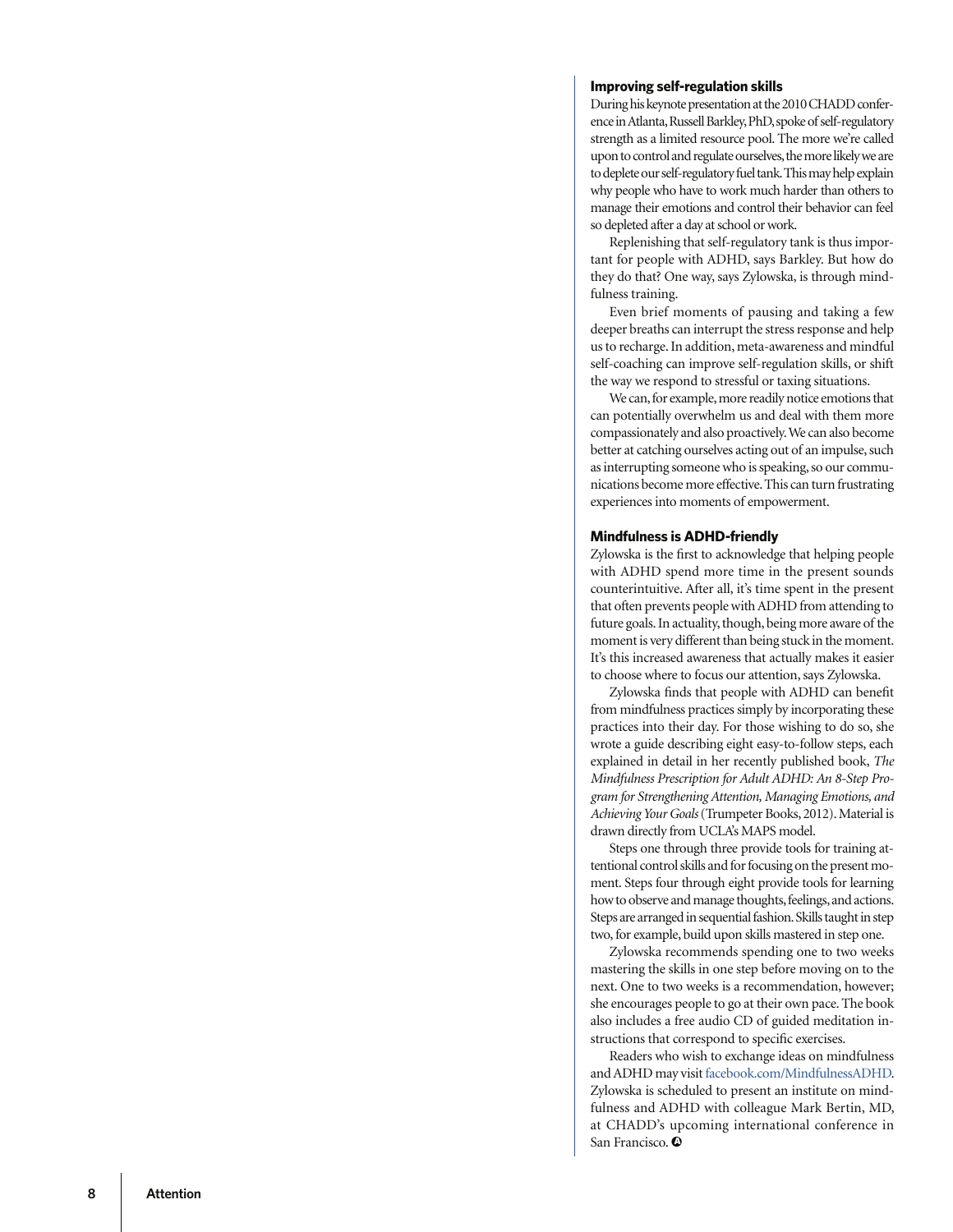### Improving self-regulation skills

During his keynote presentation at the 2010 CHADD conference in Atlanta, Russell Barkley, PhD, spoke of self-regulatory strength as a limited resource pool. The more we're called upon to control and regulate ourselves, the more likely we are to deplete our self-regulatory fuel tank. This may help explain why people who have to work much harder than others to manage their emotions and control their behavior can feel so depleted after a day at school or work.

Replenishing that self-regulatory tank is thus important for people with ADHD, says Barkley. But how do they do that? One way, says Zylowska, is through mindfulness training.

Even brief moments of pausing and taking a few deeper breaths can interrupt the stress response and help us to recharge. In addition, meta-awareness and mindful self-coaching can improve self-regulation skills, or shift the way we respond to stressful or taxing situations.

We can, for example, more readily notice emotions that can potentially overwhelm us and deal with them more compassionately and also proactively. We can also become better at catching ourselves acting out of an impulse, such as interrupting someone who is speaking, so our communications become more effective. This can turn frustrating experiences into moments of empowerment.

### Mindfulness is ADHD-friendly

Zylowska is the first to acknowledge that helping people with ADHD spend more time in the present sounds counterintuitive. After all, it's time spent in the present that often prevents people with ADHD from attending to future goals. In actuality, though, being more aware of the moment is very different than being stuck in the moment. It's this increased awareness that actually makes it easier to choose where to focus our attention, says Zylowska.

Zylowska finds that people with ADHD can benefit from mindfulness practices simply by incorporating these practices into their day. For those wishing to do so, she wrote a guide describing eight easy-to-follow steps, each explained in detail in her recently published book, *The Mindfulness Prescription for Adult ADHD: An 8-Step Program for Strengthening Attention, Managing Emotions, and Achieving Your Goals* (Trumpeter Books, 2012). Material is drawn directly from UCLA's MAPS model.

Steps one through three provide tools for training attentional control skills and for focusing on the present moment. Steps four through eight provide tools for learning how to observe and manage thoughts, feelings, and actions. Steps are arranged in sequential fashion. Skills taught in step two, for example, build upon skills mastered in step one.

Zylowska recommends spending one to two weeks mastering the skills in one step before moving on to the next. One to two weeks is a recommendation, however; she encourages people to go at their own pace. The book also includes a free audio CD of guided meditation instructions that correspond to specific exercises.

Readers who wish to exchange ideas on mindfulness and ADHD may visit facebook.com/MindfulnessADHD. Zylowska is scheduled to present an institute on mindfulness and ADHD with colleague Mark Bertin, MD, at CHADD's upcoming international conference in San Francisco.